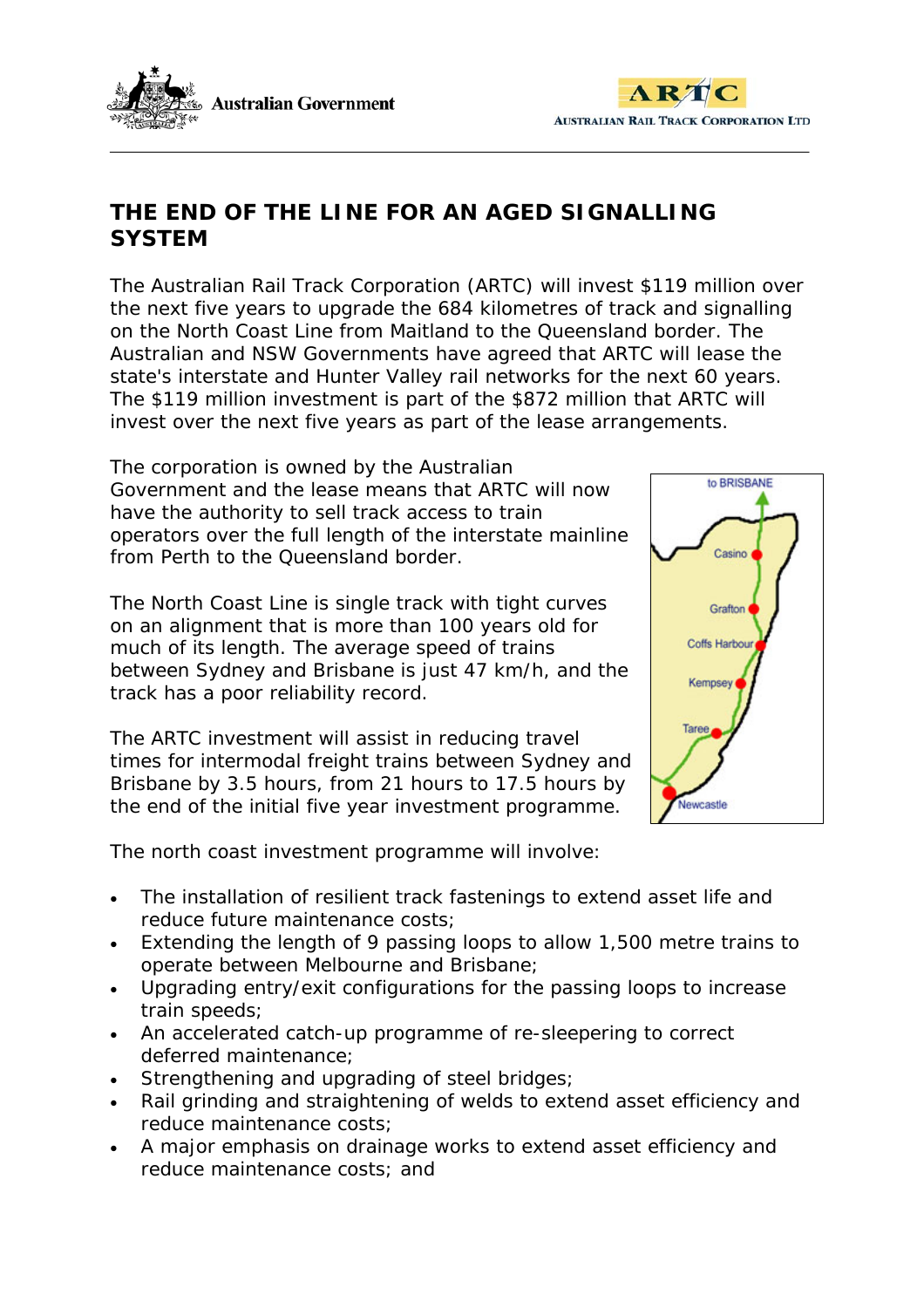# THE END OF THE LINE FOR AN AGED SIGNALLING SYSTEM

The Australian Rail Track Corporation (ARTC) will invest $119 million over the next five years to upgrade the 684 kilometres of track and signalling on the North Coast Line from Maitland to the Queensland border. The Australian and NSW Governments have agreed that ARTC will lease the state's interstate and Hunter Valley rail networks for the next 60 years. The $119 million investment is part of the $872 million that ARTC will invest over the next five years as part of the lease arrangements.

The corporation is owned by the Australian Government and the lease means that ARTC will now have the authority to sell track access to train operators over the full length of the interstate mainline from Perth to the Queensland border.

The North Coast Line is single track with tight curves on an alignment that is more than 100 years old for much of its length. The average speed of trains between Sydney and Brisbane is just 47 km/h, and the track has a poor reliability record.

The ARTC investment will assist in reducing travel times for intermodal freight trains between Sydney and Brisbane by 3.5 hours, from 21 hours to 17.5 hours by the end of the initial five year investment programme.

The north coast investment programme will involve:

- The installation of resilient track fastenings to extend asset life and reduce future maintenance costs;
- Extending the length of 9 passing loops to allow 1,500 metre trains to operate between Melbourne and Brisbane;
- Upgrading entry/exit configurations for the passing loops to increase train speeds;
- An accelerated catch-up programme of re-sleepering to correct deferred maintenance;
- Strengthening and upgrading of steel bridges;
- Rail grinding and straightening of welds to extend asset efficiency and reduce maintenance costs;
- A major emphasis on drainage works to extend asset efficiency and reduce maintenance costs; and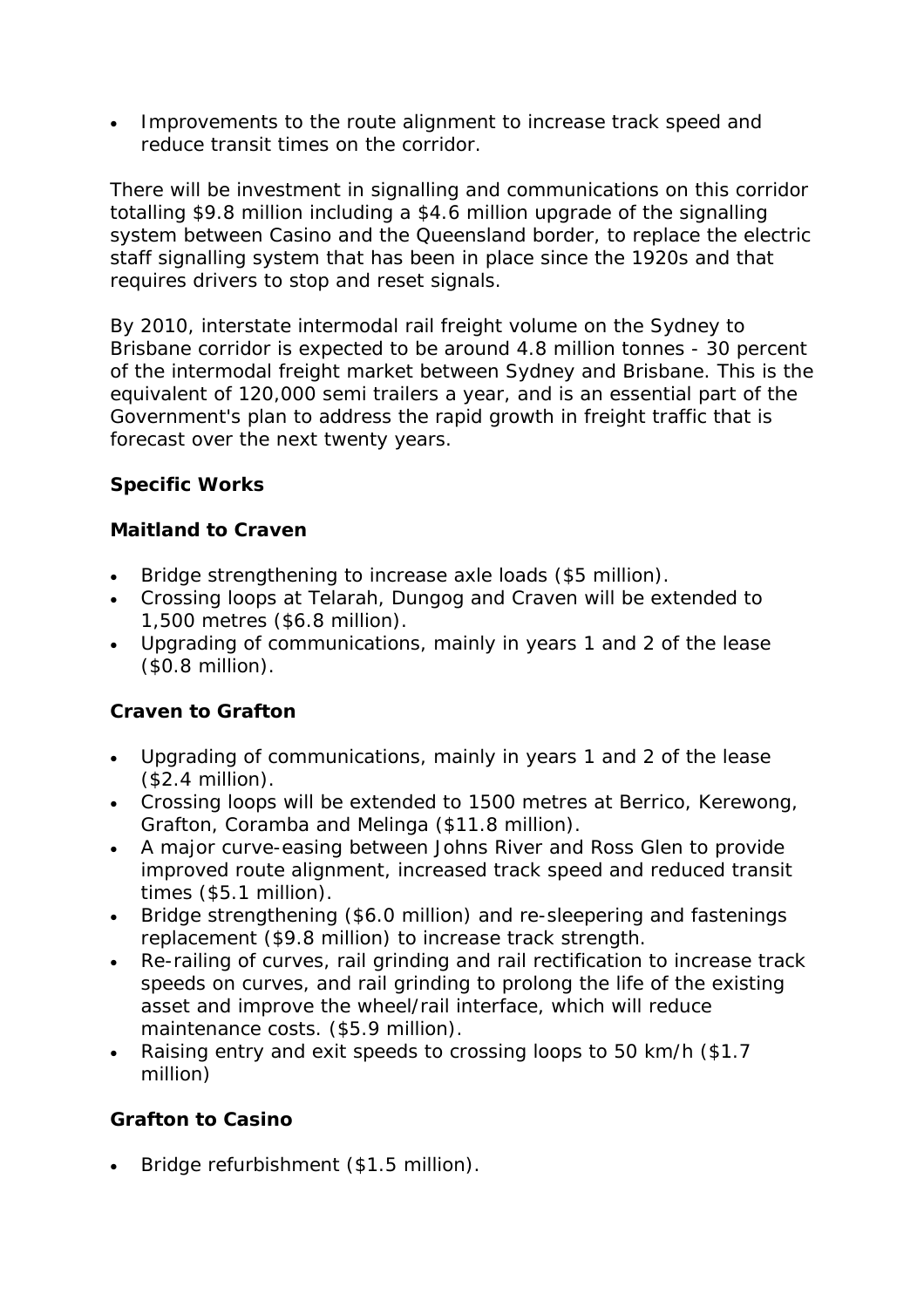- Improvements to the route alignment to increase track speed and reduce transit times on the corridor.

There will be investment in signalling and communications on this corridor totalling $9.8 million including a $4.6 million upgrade of the signalling system between Casino and the Queensland border, to replace the electric staff signalling system that has been in place since the 1920s and that requires drivers to stop and reset signals.

By 2010, interstate intermodal rail freight volume on the Sydney to Brisbane corridor is expected to be around 4.8 million tonnes - 30 percent of the intermodal freight market between Sydney and Brisbane. This is the equivalent of 120,000 semi trailers a year, and is an essential part of the Government's plan to address the rapid growth in freight traffic that is forecast over the next twenty years.

**Specific Works**

**Maitland to Craven**

- Bridge strengthening to increase axle loads ($5 million).
- Crossing loops at Telarah, Dungog and Craven will be extended to 1,500 metres ($6.8 million).
- Upgrading of communications, mainly in years 1 and 2 of the lease ($0.8 million).

**Craven to Grafton**

- Upgrading of communications, mainly in years 1 and 2 of the lease ($2.4 million).
- Crossing loops will be extended to 1500 metres at Berrico, Kerewong, Grafton, Coramba and Melinga ($11.8 million).
- A major curve-easing between Johns River and Ross Glen to provide improved route alignment, increased track speed and reduced transit times ($5.1 million).
- Bridge strengthening ($6.0 million) and re-sleepering and fastenings replacement ($9.8 million) to increase track strength.
- Re-railing of curves, rail grinding and rail rectification to increase track speeds on curves, and rail grinding to prolong the life of the existing asset and improve the wheel/rail interface, which will reduce maintenance costs. ($5.9 million).
- Raising entry and exit speeds to crossing loops to 50 km/h ($1.7 million)

**Grafton to Casino**

- Bridge refurbishment ($1.5 million).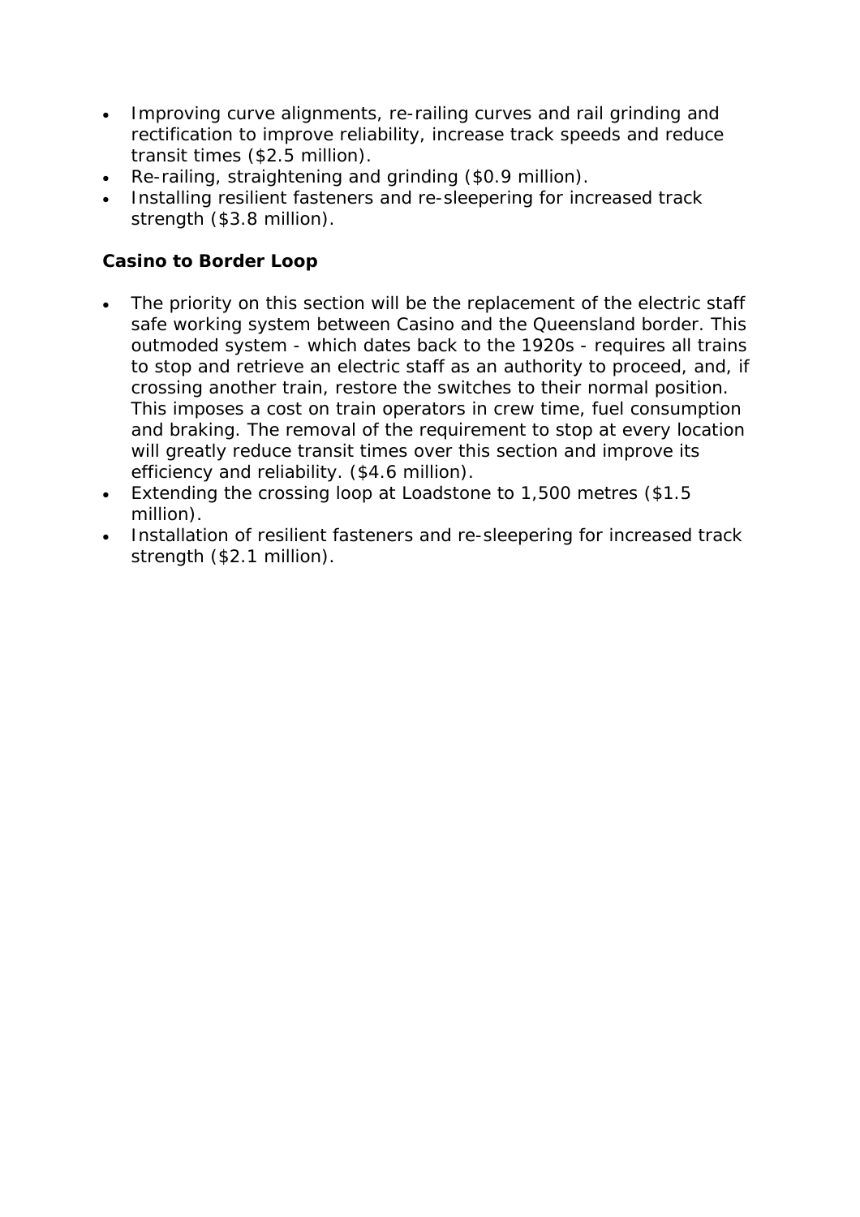- Improving curve alignments, re-railing curves and rail grinding and rectification to improve reliability, increase track speeds and reduce transit times ($2.5 million).
- Re-railing, straightening and grinding ($0.9 million).
- Installing resilient fasteners and re-sleepering for increased track strength ($3.8 million).

**Casino to Border Loop**

- The priority on this section will be the replacement of the electric staff safe working system between Casino and the Queensland border. This outmoded system - which dates back to the 1920s - requires all trains to stop and retrieve an electric staff as an authority to proceed, and, if crossing another train, restore the switches to their normal position. This imposes a cost on train operators in crew time, fuel consumption and braking. The removal of the requirement to stop at every location will greatly reduce transit times over this section and improve its efficiency and reliability. ($4.6 million).
- Extending the crossing loop at Loadstone to 1,500 metres ($1.5 million).
- Installation of resilient fasteners and re-sleepering for increased track strength ($2.1 million).